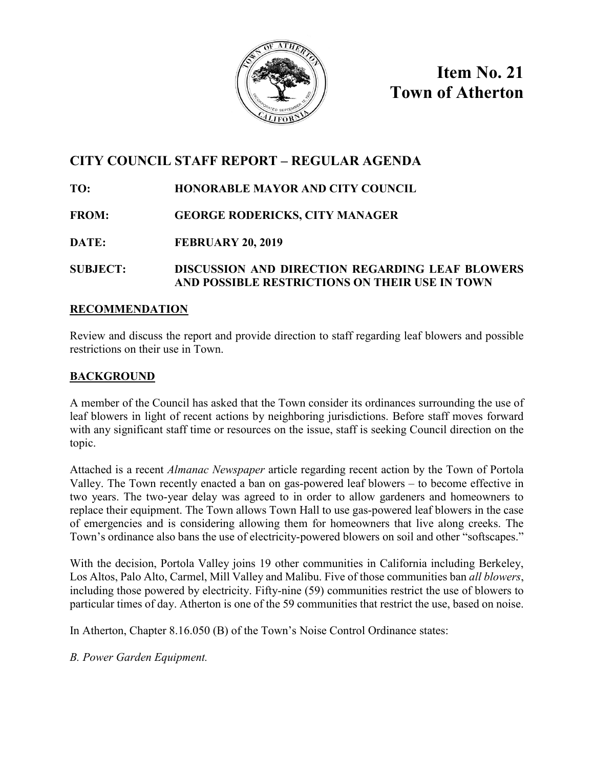# Item No. 21
# Town of Atherton

## CITY COUNCIL STAFF REPORT – REGULAR AGENDA

**TO:** HONORABLE MAYOR AND CITY COUNCIL

**FROM:** GEORGE RODERICKS, CITY MANAGER

**DATE:** FEBRUARY 20, 2019

**SUBJECT:** DISCUSSION AND DIRECTION REGARDING LEAF BLOWERS AND POSSIBLE RESTRICTIONS ON THEIR USE IN TOWN

### RECOMMENDATION

Review and discuss the report and provide direction to staff regarding leaf blowers and possible restrictions on their use in Town.

### BACKGROUND

A member of the Council has asked that the Town consider its ordinances surrounding the use of leaf blowers in light of recent actions by neighboring jurisdictions. Before staff moves forward with any significant staff time or resources on the issue, staff is seeking Council direction on the topic.

Attached is a recent *Almanac Newspaper* article regarding recent action by the Town of Portola Valley. The Town recently enacted a ban on gas-powered leaf blowers – to become effective in two years. The two-year delay was agreed to in order to allow gardeners and homeowners to replace their equipment. The Town allows Town Hall to use gas-powered leaf blowers in the case of emergencies and is considering allowing them for homeowners that live along creeks. The Town's ordinance also bans the use of electricity-powered blowers on soil and other "softscapes."

With the decision, Portola Valley joins 19 other communities in California including Berkeley, Los Altos, Palo Alto, Carmel, Mill Valley and Malibu. Five of those communities ban *all blowers*, including those powered by electricity. Fifty-nine (59) communities restrict the use of blowers to particular times of day. Atherton is one of the 59 communities that restrict the use, based on noise.

In Atherton, Chapter 8.16.050 (B) of the Town's Noise Control Ordinance states:

*B. Power Garden Equipment.*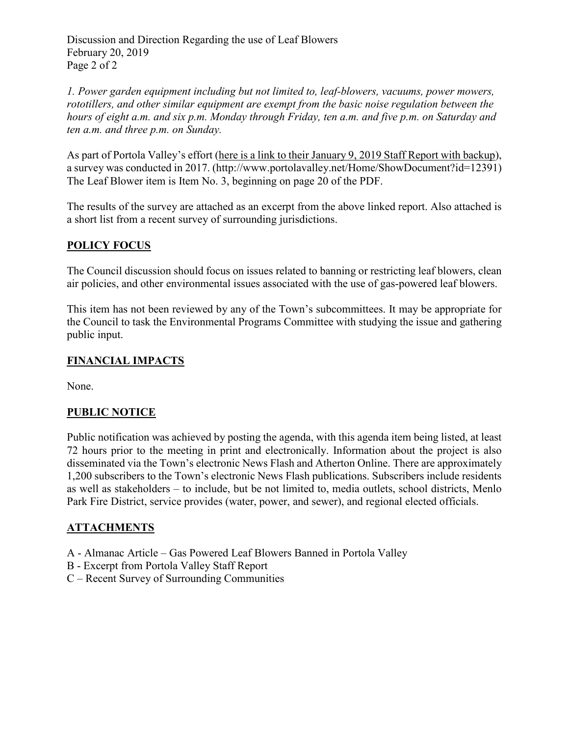*1. Power garden equipment including but not limited to, leaf-blowers, vacuums, power mowers, rototillers, and other similar equipment are exempt from the basic noise regulation between the hours of eight a.m. and six p.m. Monday through Friday, ten a.m. and five p.m. on Saturday and ten a.m. and three p.m. on Sunday.*

As part of Portola Valley's effort (here is a link to their January 9, 2019 Staff Report with backup), a survey was conducted in 2017. (http://www.portolavalley.net/Home/ShowDocument?id=12391) The Leaf Blower item is Item No. 3, beginning on page 20 of the PDF.

The results of the survey are attached as an excerpt from the above linked report. Also attached is a short list from a recent survey of surrounding jurisdictions.

## POLICY FOCUS

The Council discussion should focus on issues related to banning or restricting leaf blowers, clean air policies, and other environmental issues associated with the use of gas-powered leaf blowers.

This item has not been reviewed by any of the Town's subcommittees. It may be appropriate for the Council to task the Environmental Programs Committee with studying the issue and gathering public input.

## FINANCIAL IMPACTS

None.

## PUBLIC NOTICE

Public notification was achieved by posting the agenda, with this agenda item being listed, at least 72 hours prior to the meeting in print and electronically. Information about the project is also disseminated via the Town's electronic News Flash and Atherton Online. There are approximately 1,200 subscribers to the Town's electronic News Flash publications. Subscribers include residents as well as stakeholders – to include, but be not limited to, media outlets, school districts, Menlo Park Fire District, service provides (water, power, and sewer), and regional elected officials.

## ATTACHMENTS

A - Almanac Article – Gas Powered Leaf Blowers Banned in Portola Valley
B - Excerpt from Portola Valley Staff Report
C – Recent Survey of Surrounding Communities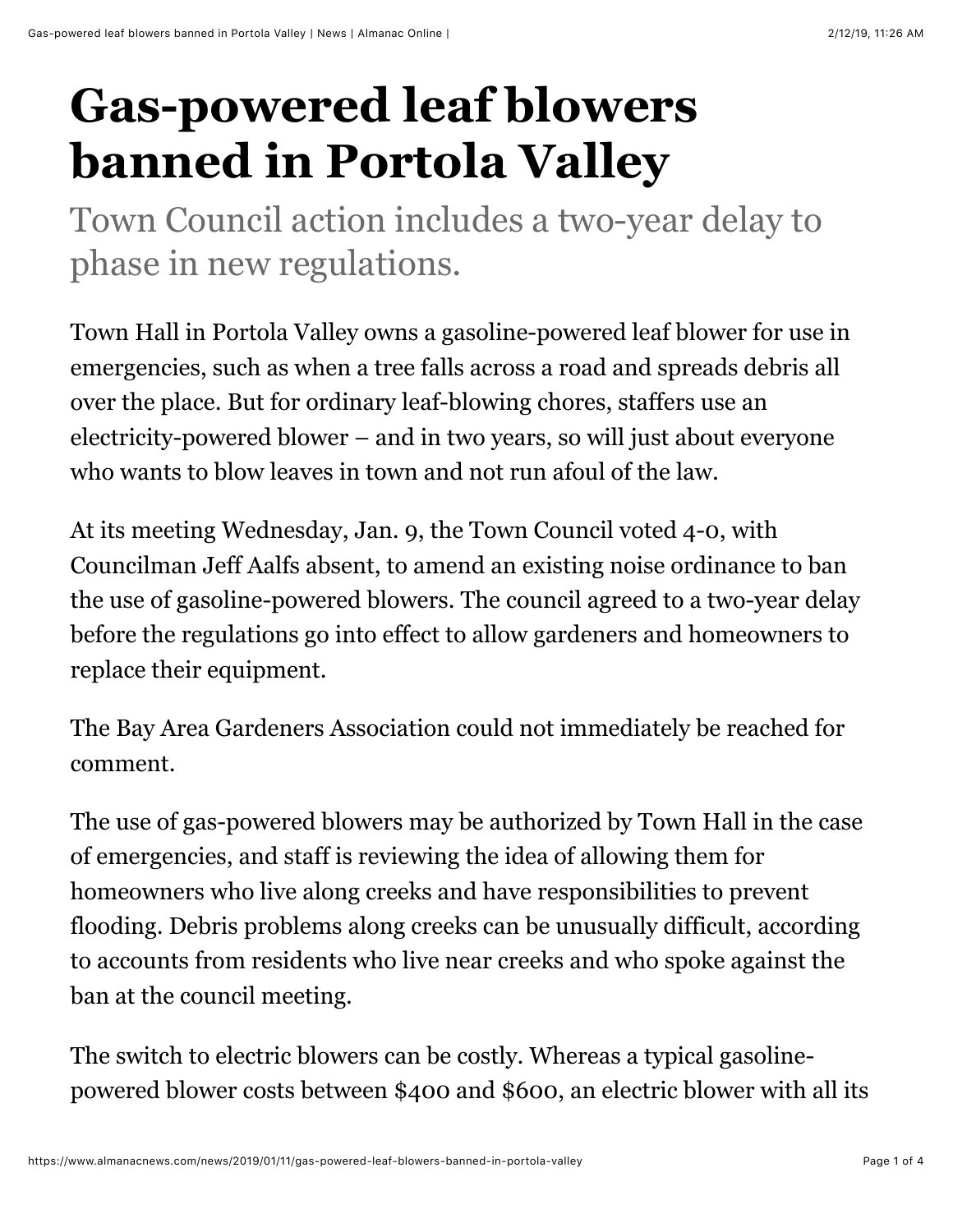# Gas-powered leaf blowers banned in Portola Valley

## Town Council action includes a two-year delay to phase in new regulations.

Town Hall in Portola Valley owns a gasoline-powered leaf blower for use in emergencies, such as when a tree falls across a road and spreads debris all over the place. But for ordinary leaf-blowing chores, staffers use an electricity-powered blower – and in two years, so will just about everyone who wants to blow leaves in town and not run afoul of the law.

At its meeting Wednesday, Jan. 9, the Town Council voted 4-0, with Councilman Jeff Aalfs absent, to amend an existing noise ordinance to ban the use of gasoline-powered blowers. The council agreed to a two-year delay before the regulations go into effect to allow gardeners and homeowners to replace their equipment.

The Bay Area Gardeners Association could not immediately be reached for comment.

The use of gas-powered blowers may be authorized by Town Hall in the case of emergencies, and staff is reviewing the idea of allowing them for homeowners who live along creeks and have responsibilities to prevent flooding. Debris problems along creeks can be unusually difficult, according to accounts from residents who live near creeks and who spoke against the ban at the council meeting.

The switch to electric blowers can be costly. Whereas a typical gasoline-powered blower costs between $400 and $600, an electric blower with all its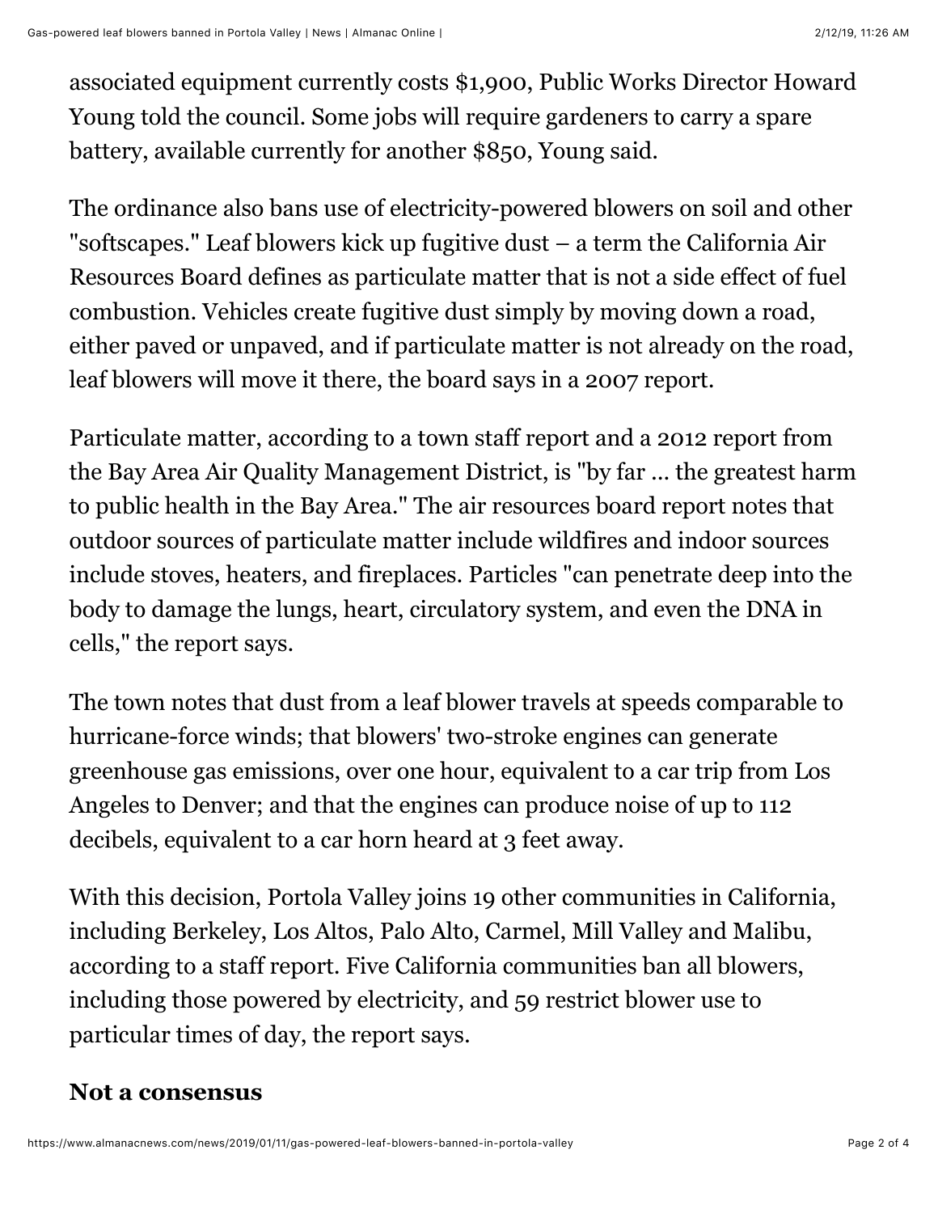associated equipment currently costs $1,900, Public Works Director Howard Young told the council. Some jobs will require gardeners to carry a spare battery, available currently for another $850, Young said.

The ordinance also bans use of electricity-powered blowers on soil and other "softscapes." Leaf blowers kick up fugitive dust – a term the California Air Resources Board defines as particulate matter that is not a side effect of fuel combustion. Vehicles create fugitive dust simply by moving down a road, either paved or unpaved, and if particulate matter is not already on the road, leaf blowers will move it there, the board says in a 2007 report.

Particulate matter, according to a town staff report and a 2012 report from the Bay Area Air Quality Management District, is "by far ... the greatest harm to public health in the Bay Area." The air resources board report notes that outdoor sources of particulate matter include wildfires and indoor sources include stoves, heaters, and fireplaces. Particles "can penetrate deep into the body to damage the lungs, heart, circulatory system, and even the DNA in cells," the report says.

The town notes that dust from a leaf blower travels at speeds comparable to hurricane-force winds; that blowers' two-stroke engines can generate greenhouse gas emissions, over one hour, equivalent to a car trip from Los Angeles to Denver; and that the engines can produce noise of up to 112 decibels, equivalent to a car horn heard at 3 feet away.

With this decision, Portola Valley joins 19 other communities in California, including Berkeley, Los Altos, Palo Alto, Carmel, Mill Valley and Malibu, according to a staff report. Five California communities ban all blowers, including those powered by electricity, and 59 restrict blower use to particular times of day, the report says.

## Not a consensus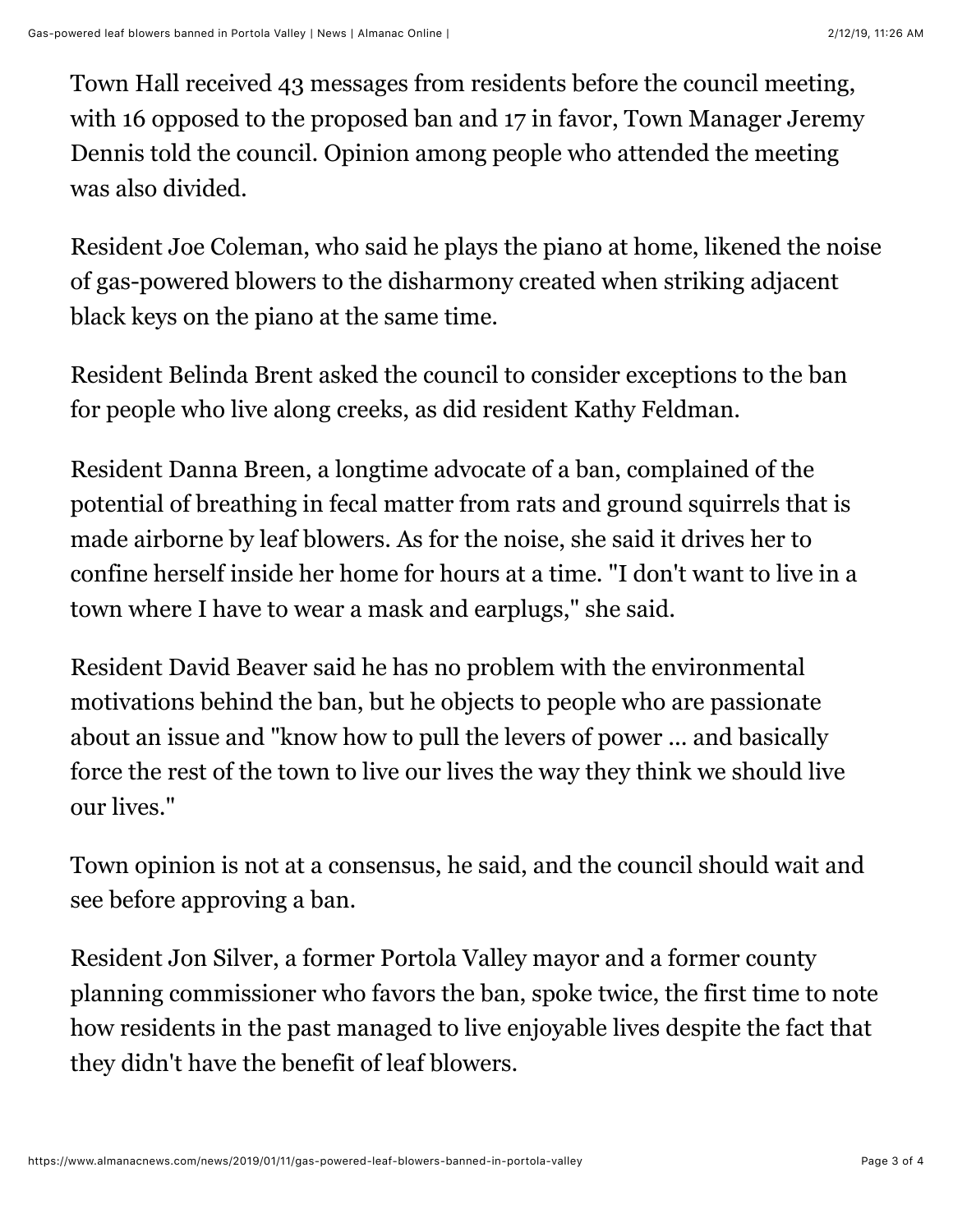Town Hall received 43 messages from residents before the council meeting, with 16 opposed to the proposed ban and 17 in favor, Town Manager Jeremy Dennis told the council. Opinion among people who attended the meeting was also divided.

Resident Joe Coleman, who said he plays the piano at home, likened the noise of gas-powered blowers to the disharmony created when striking adjacent black keys on the piano at the same time.

Resident Belinda Brent asked the council to consider exceptions to the ban for people who live along creeks, as did resident Kathy Feldman.

Resident Danna Breen, a longtime advocate of a ban, complained of the potential of breathing in fecal matter from rats and ground squirrels that is made airborne by leaf blowers. As for the noise, she said it drives her to confine herself inside her home for hours at a time. "I don't want to live in a town where I have to wear a mask and earplugs," she said.

Resident David Beaver said he has no problem with the environmental motivations behind the ban, but he objects to people who are passionate about an issue and "know how to pull the levers of power ... and basically force the rest of the town to live our lives the way they think we should live our lives."

Town opinion is not at a consensus, he said, and the council should wait and see before approving a ban.

Resident Jon Silver, a former Portola Valley mayor and a former county planning commissioner who favors the ban, spoke twice, the first time to note how residents in the past managed to live enjoyable lives despite the fact that they didn't have the benefit of leaf blowers.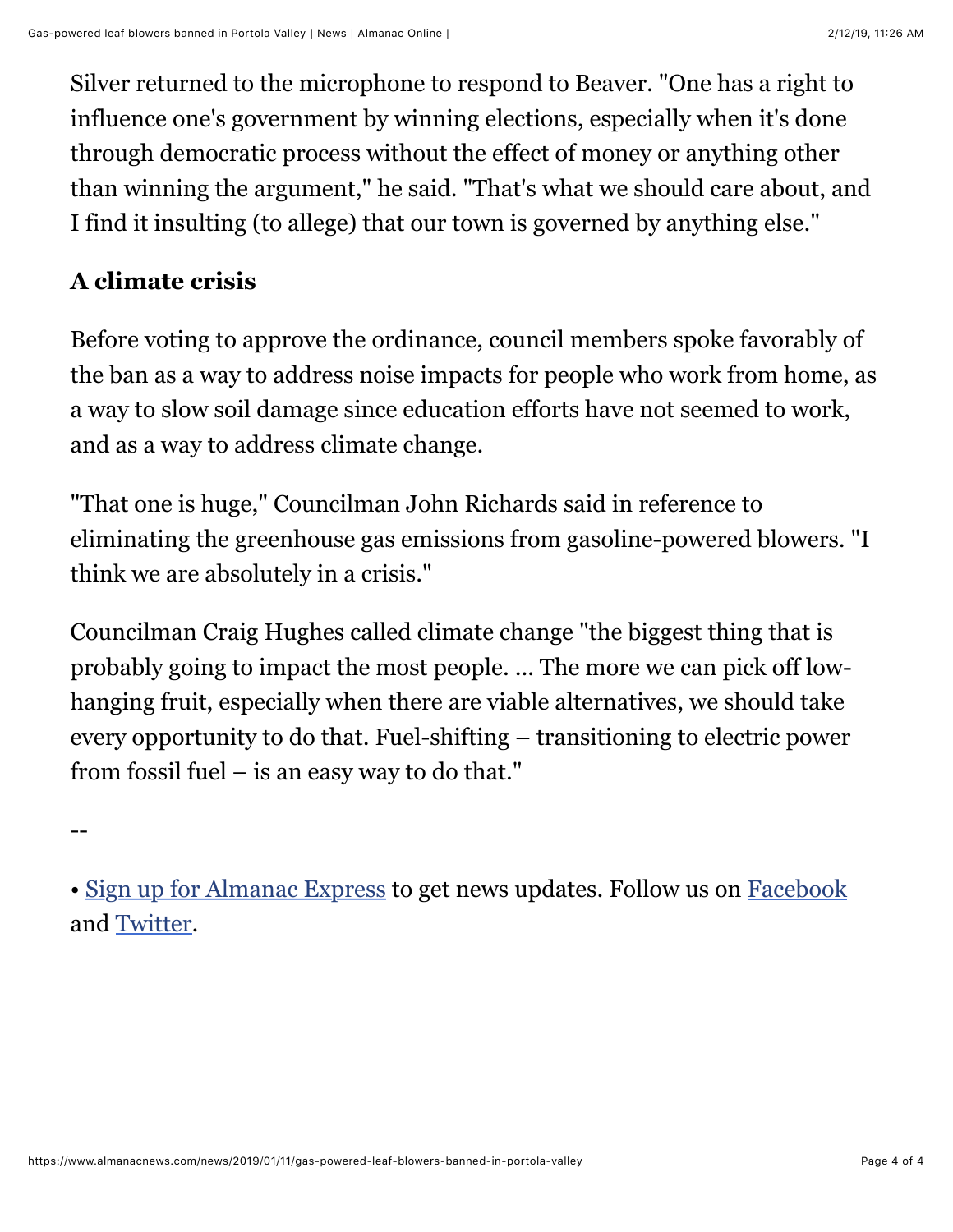Silver returned to the microphone to respond to Beaver. "One has a right to influence one's government by winning elections, especially when it's done through democratic process without the effect of money or anything other than winning the argument," he said. "That's what we should care about, and I find it insulting (to allege) that our town is governed by anything else."

## A climate crisis

Before voting to approve the ordinance, council members spoke favorably of the ban as a way to address noise impacts for people who work from home, as a way to slow soil damage since education efforts have not seemed to work, and as a way to address climate change.

"That one is huge," Councilman John Richards said in reference to eliminating the greenhouse gas emissions from gasoline-powered blowers. "I think we are absolutely in a crisis."

Councilman Craig Hughes called climate change "the biggest thing that is probably going to impact the most people. ... The more we can pick off low-hanging fruit, especially when there are viable alternatives, we should take every opportunity to do that. Fuel-shifting – transitioning to electric power from fossil fuel – is an easy way to do that."

--

• Sign up for Almanac Express to get news updates. Follow us on Facebook and Twitter.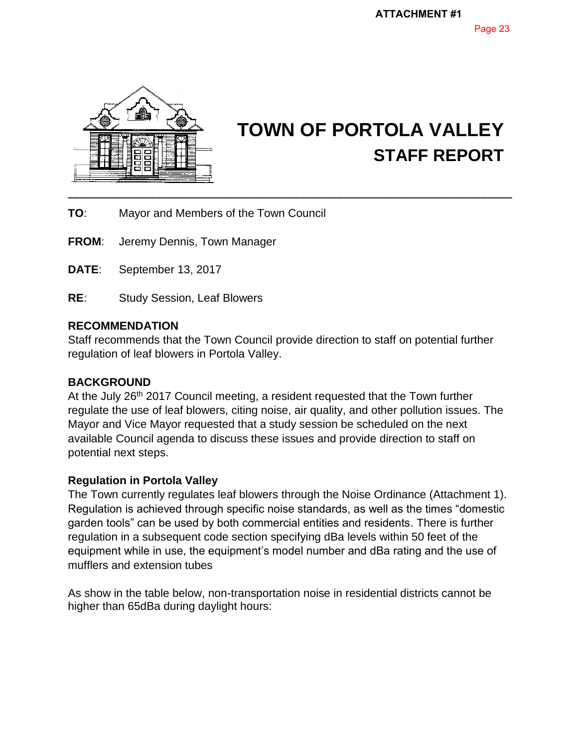**ATTACHMENT #1**

# TOWN OF PORTOLA VALLEY
## STAFF REPORT

---

**TO**: Mayor and Members of the Town Council

**FROM**: Jeremy Dennis, Town Manager

**DATE**: September 13, 2017

**RE**: Study Session, Leaf Blowers

### RECOMMENDATION

Staff recommends that the Town Council provide direction to staff on potential further regulation of leaf blowers in Portola Valley.

### BACKGROUND

At the July 26th 2017 Council meeting, a resident requested that the Town further regulate the use of leaf blowers, citing noise, air quality, and other pollution issues. The Mayor and Vice Mayor requested that a study session be scheduled on the next available Council agenda to discuss these issues and provide direction to staff on potential next steps.

### Regulation in Portola Valley

The Town currently regulates leaf blowers through the Noise Ordinance (Attachment 1). Regulation is achieved through specific noise standards, as well as the times "domestic garden tools" can be used by both commercial entities and residents. There is further regulation in a subsequent code section specifying dBa levels within 50 feet of the equipment while in use, the equipment's model number and dBa rating and the use of mufflers and extension tubes

As show in the table below, non-transportation noise in residential districts cannot be higher than 65dBa during daylight hours: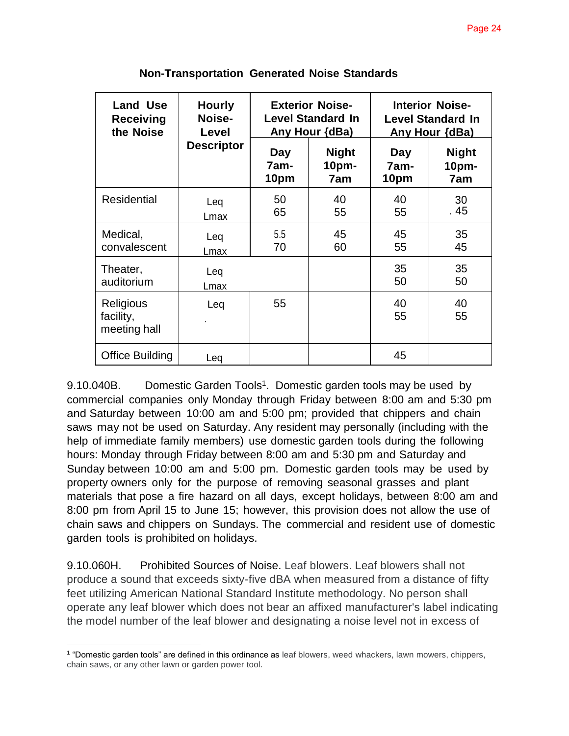**Non-Transportation Generated Noise Standards**

| Land Use Receiving the Noise | Hourly Noise-Level Descriptor | Exterior Noise-Level Standard In Any Hour {dBa} | | Interior Noise-Level Standard In Any Hour {dBa} | |
|---|---|---|---|---|---|
| | | Day 7am-10pm | Night 10pm-7am | Day 7am-10pm | Night 10pm-7am |
| Residential | Leq<br>Lmax | 50<br>65 | 40<br>55 | 40<br>55 | 30<br>45 |
| Medical, convalescent | Leq<br>Lmax | 55<br>70 | 45<br>60 | 45<br>55 | 35<br>45 |
| Theater, auditorium | Leq<br>Lmax | | | 35<br>50 | 35<br>50 |
| Religious facility, meeting hall | Leq | 55 | | 40<br>55 | 40<br>55 |
| Office Building | Leq | | | 45 | |

9.10.040B. Domestic Garden Tools[1]. Domestic garden tools may be used by commercial companies only Monday through Friday between 8:00 am and 5:30 pm and Saturday between 10:00 am and 5:00 pm; provided that chippers and chain saws may not be used on Saturday. Any resident may personally (including with the help of immediate family members) use domestic garden tools during the following hours: Monday through Friday between 8:00 am and 5:30 pm and Saturday and Sunday between 10:00 am and 5:00 pm. Domestic garden tools may be used by property owners only for the purpose of removing seasonal grasses and plant materials that pose a fire hazard on all days, except holidays, between 8:00 am and 8:00 pm from April 15 to June 15; however, this provision does not allow the use of chain saws and chippers on Sundays. The commercial and resident use of domestic garden tools is prohibited on holidays.

9.10.060H. Prohibited Sources of Noise. Leaf blowers. Leaf blowers shall not produce a sound that exceeds sixty-five dBA when measured from a distance of fifty feet utilizing American National Standard Institute methodology. No person shall operate any leaf blower which does not bear an affixed manufacturer's label indicating the model number of the leaf blower and designating a noise level not in excess of

[1] "Domestic garden tools" are defined in this ordinance as leaf blowers, weed whackers, lawn mowers, chippers, chain saws, or any other lawn or garden power tool.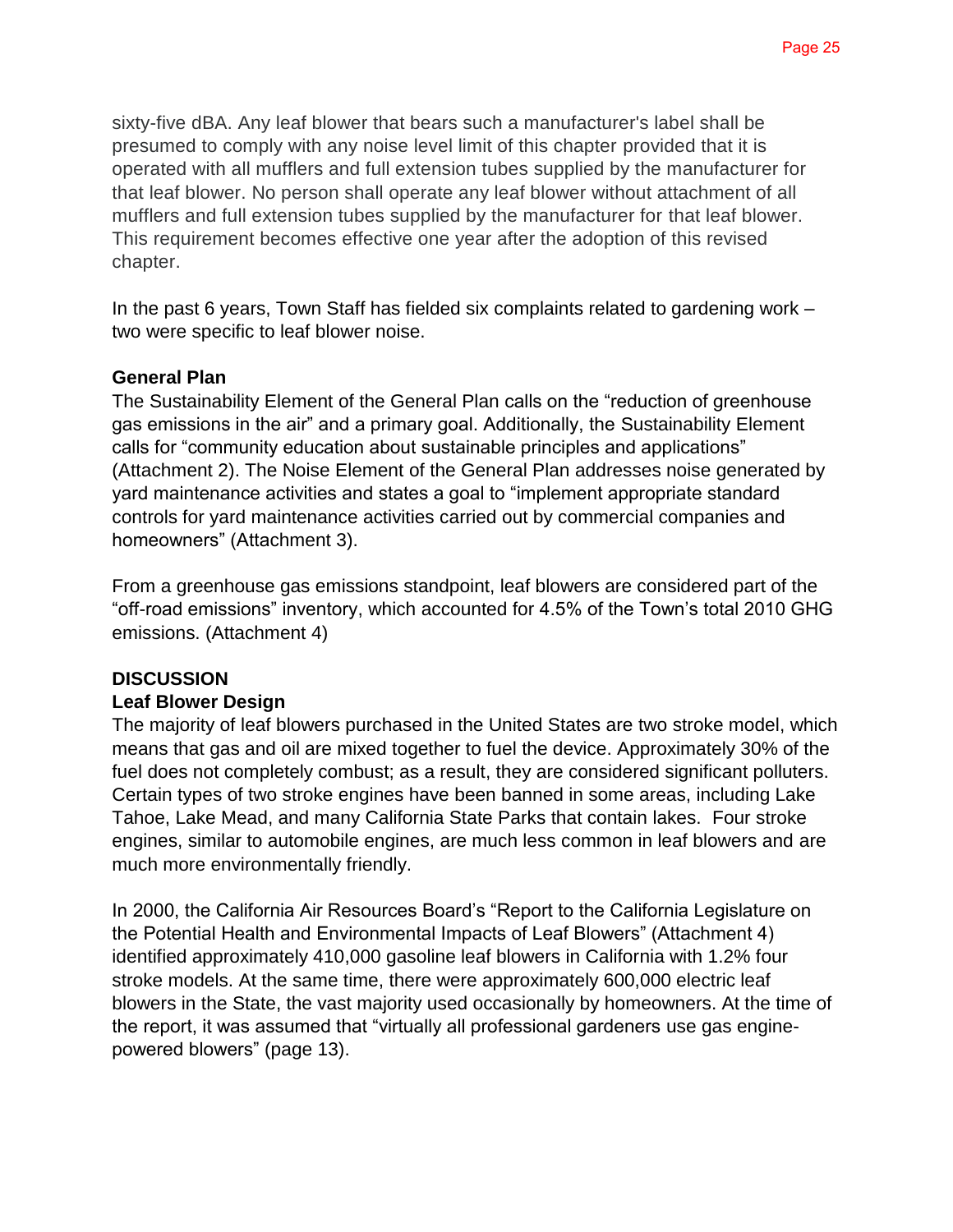sixty-five dBA. Any leaf blower that bears such a manufacturer's label shall be presumed to comply with any noise level limit of this chapter provided that it is operated with all mufflers and full extension tubes supplied by the manufacturer for that leaf blower. No person shall operate any leaf blower without attachment of all mufflers and full extension tubes supplied by the manufacturer for that leaf blower. This requirement becomes effective one year after the adoption of this revised chapter.

In the past 6 years, Town Staff has fielded six complaints related to gardening work – two were specific to leaf blower noise.

**General Plan**

The Sustainability Element of the General Plan calls on the "reduction of greenhouse gas emissions in the air" and a primary goal. Additionally, the Sustainability Element calls for "community education about sustainable principles and applications" (Attachment 2). The Noise Element of the General Plan addresses noise generated by yard maintenance activities and states a goal to "implement appropriate standard controls for yard maintenance activities carried out by commercial companies and homeowners" (Attachment 3).

From a greenhouse gas emissions standpoint, leaf blowers are considered part of the "off-road emissions" inventory, which accounted for 4.5% of the Town's total 2010 GHG emissions. (Attachment 4)

**DISCUSSION**

**Leaf Blower Design**

The majority of leaf blowers purchased in the United States are two stroke model, which means that gas and oil are mixed together to fuel the device. Approximately 30% of the fuel does not completely combust; as a result, they are considered significant polluters. Certain types of two stroke engines have been banned in some areas, including Lake Tahoe, Lake Mead, and many California State Parks that contain lakes. Four stroke engines, similar to automobile engines, are much less common in leaf blowers and are much more environmentally friendly.

In 2000, the California Air Resources Board's "Report to the California Legislature on the Potential Health and Environmental Impacts of Leaf Blowers" (Attachment 4) identified approximately 410,000 gasoline leaf blowers in California with 1.2% four stroke models. At the same time, there were approximately 600,000 electric leaf blowers in the State, the vast majority used occasionally by homeowners. At the time of the report, it was assumed that "virtually all professional gardeners use gas engine-powered blowers" (page 13).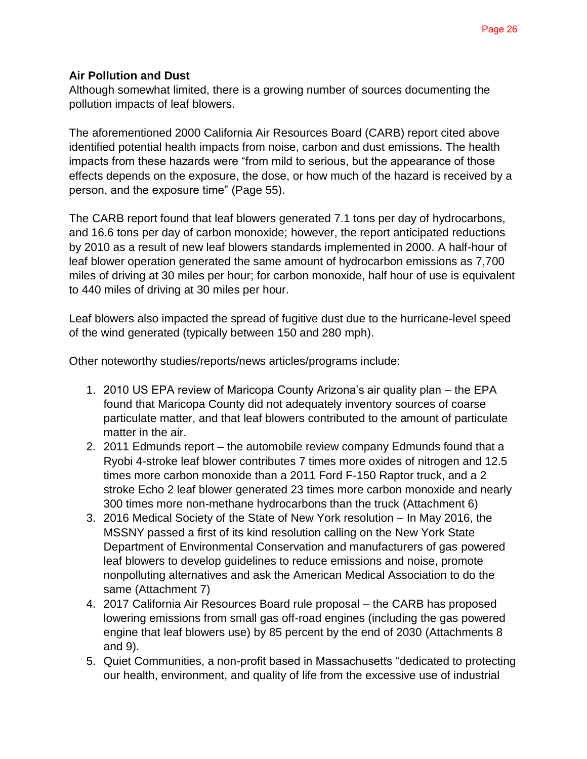**Air Pollution and Dust**

Although somewhat limited, there is a growing number of sources documenting the pollution impacts of leaf blowers.

The aforementioned 2000 California Air Resources Board (CARB) report cited above identified potential health impacts from noise, carbon and dust emissions. The health impacts from these hazards were "from mild to serious, but the appearance of those effects depends on the exposure, the dose, or how much of the hazard is received by a person, and the exposure time" (Page 55).

The CARB report found that leaf blowers generated 7.1 tons per day of hydrocarbons, and 16.6 tons per day of carbon monoxide; however, the report anticipated reductions by 2010 as a result of new leaf blowers standards implemented in 2000. A half-hour of leaf blower operation generated the same amount of hydrocarbon emissions as 7,700 miles of driving at 30 miles per hour; for carbon monoxide, half hour of use is equivalent to 440 miles of driving at 30 miles per hour.

Leaf blowers also impacted the spread of fugitive dust due to the hurricane-level speed of the wind generated (typically between 150 and 280 mph).

Other noteworthy studies/reports/news articles/programs include:

1. 2010 US EPA review of Maricopa County Arizona's air quality plan – the EPA found that Maricopa County did not adequately inventory sources of coarse particulate matter, and that leaf blowers contributed to the amount of particulate matter in the air.
2. 2011 Edmunds report – the automobile review company Edmunds found that a Ryobi 4-stroke leaf blower contributes 7 times more oxides of nitrogen and 12.5 times more carbon monoxide than a 2011 Ford F-150 Raptor truck, and a 2 stroke Echo 2 leaf blower generated 23 times more carbon monoxide and nearly 300 times more non-methane hydrocarbons than the truck (Attachment 6)
3. 2016 Medical Society of the State of New York resolution – In May 2016, the MSSNY passed a first of its kind resolution calling on the New York State Department of Environmental Conservation and manufacturers of gas powered leaf blowers to develop guidelines to reduce emissions and noise, promote nonpolluting alternatives and ask the American Medical Association to do the same (Attachment 7)
4. 2017 California Air Resources Board rule proposal – the CARB has proposed lowering emissions from small gas off-road engines (including the gas powered engine that leaf blowers use) by 85 percent by the end of 2030 (Attachments 8 and 9).
5. Quiet Communities, a non-profit based in Massachusetts "dedicated to protecting our health, environment, and quality of life from the excessive use of industrial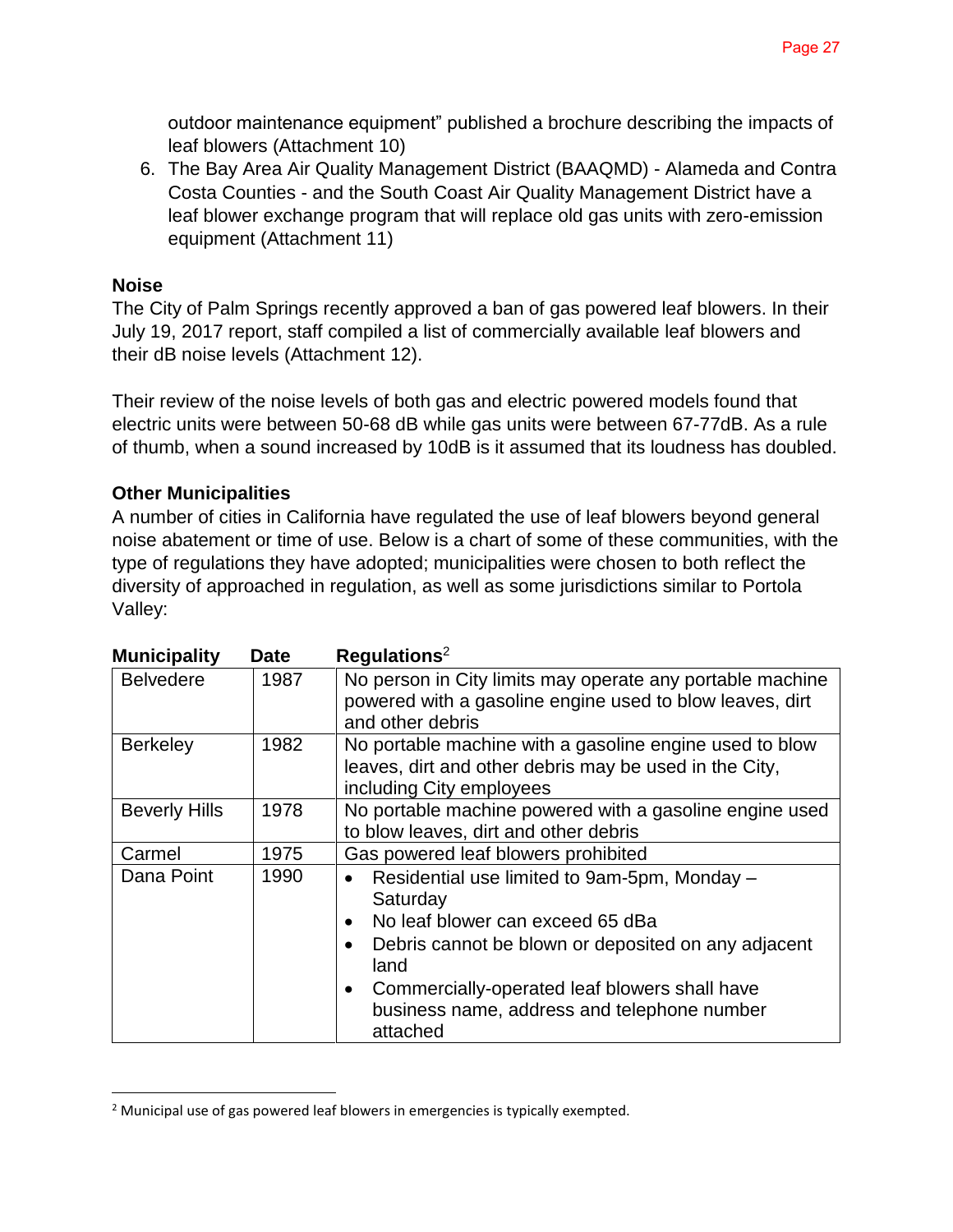outdoor maintenance equipment" published a brochure describing the impacts of leaf blowers (Attachment 10)

6. The Bay Area Air Quality Management District (BAAQMD) - Alameda and Contra Costa Counties - and the South Coast Air Quality Management District have a leaf blower exchange program that will replace old gas units with zero-emission equipment (Attachment 11)

**Noise**

The City of Palm Springs recently approved a ban of gas powered leaf blowers. In their July 19, 2017 report, staff compiled a list of commercially available leaf blowers and their dB noise levels (Attachment 12).

Their review of the noise levels of both gas and electric powered models found that electric units were between 50-68 dB while gas units were between 67-77dB. As a rule of thumb, when a sound increased by 10dB is it assumed that its loudness has doubled.

**Other Municipalities**

A number of cities in California have regulated the use of leaf blowers beyond general noise abatement or time of use. Below is a chart of some of these communities, with the type of regulations they have adopted; municipalities were chosen to both reflect the diversity of approached in regulation, as well as some jurisdictions similar to Portola Valley:

| Municipality | Date | Regulations[2] |
|---|---|---|
| Belvedere | 1987 | No person in City limits may operate any portable machine powered with a gasoline engine used to blow leaves, dirt and other debris |
| Berkeley | 1982 | No portable machine with a gasoline engine used to blow leaves, dirt and other debris may be used in the City, including City employees |
| Beverly Hills | 1978 | No portable machine powered with a gasoline engine used to blow leaves, dirt and other debris |
| Carmel | 1975 | Gas powered leaf blowers prohibited |
| Dana Point | 1990 | • Residential use limited to 9am-5pm, Monday – Saturday<br>• No leaf blower can exceed 65 dBa<br>• Debris cannot be blown or deposited on any adjacent land<br>• Commercially-operated leaf blowers shall have business name, address and telephone number attached |

[2] Municipal use of gas powered leaf blowers in emergencies is typically exempted.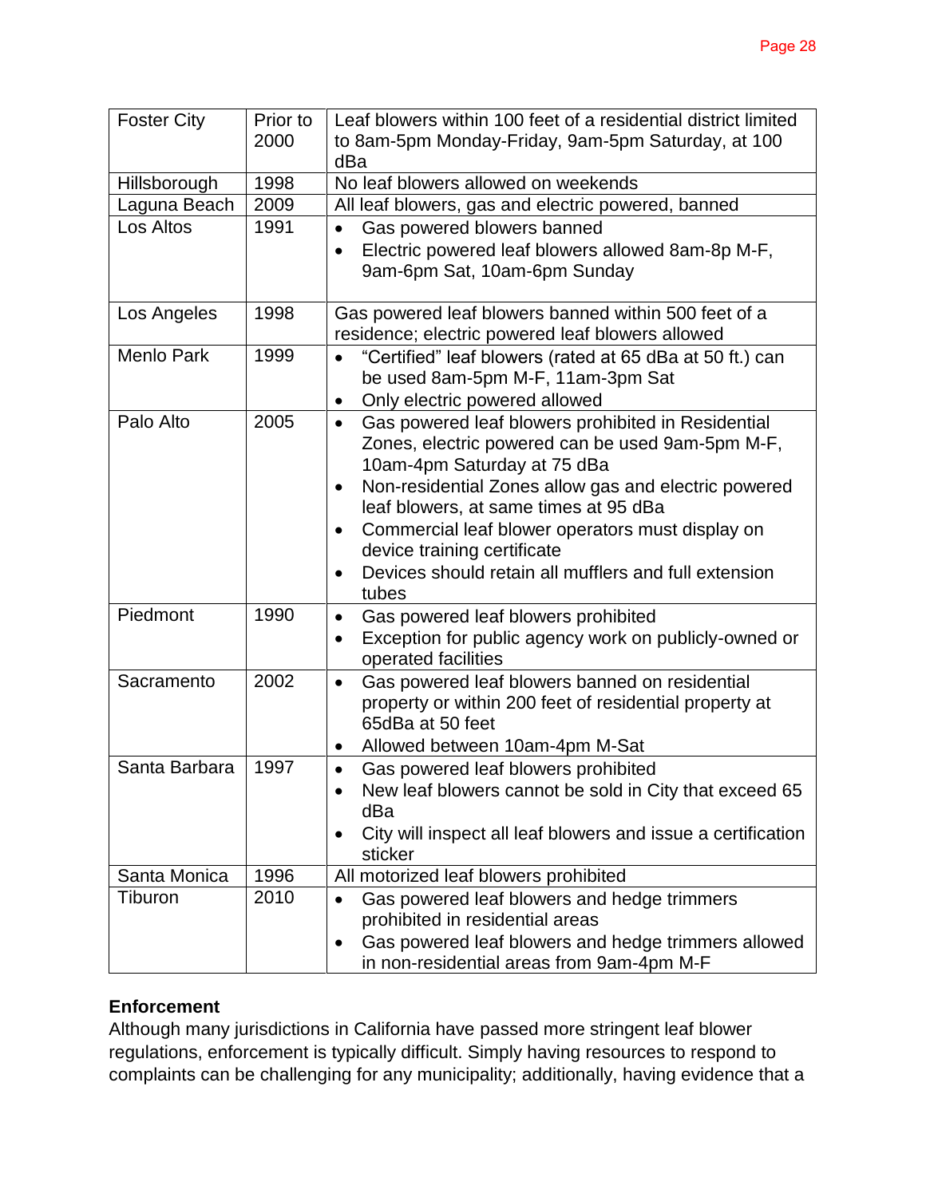| Foster City | Prior to 2000 | Leaf blowers within 100 feet of a residential district limited to 8am-5pm Monday-Friday, 9am-5pm Saturday, at 100 dBa |
|---|---|---|
| Hillsborough | 1998 | No leaf blowers allowed on weekends |
| Laguna Beach | 2009 | All leaf blowers, gas and electric powered, banned |
| Los Altos | 1991 | • Gas powered blowers banned<br>• Electric powered leaf blowers allowed 8am-8p M-F, 9am-6pm Sat, 10am-6pm Sunday |
| Los Angeles | 1998 | Gas powered leaf blowers banned within 500 feet of a residence; electric powered leaf blowers allowed |
| Menlo Park | 1999 | • "Certified" leaf blowers (rated at 65 dBa at 50 ft.) can be used 8am-5pm M-F, 11am-3pm Sat<br>• Only electric powered allowed |
| Palo Alto | 2005 | • Gas powered leaf blowers prohibited in Residential Zones, electric powered can be used 9am-5pm M-F, 10am-4pm Saturday at 75 dBa<br>• Non-residential Zones allow gas and electric powered leaf blowers, at same times at 95 dBa<br>• Commercial leaf blower operators must display on device training certificate<br>• Devices should retain all mufflers and full extension tubes |
| Piedmont | 1990 | • Gas powered leaf blowers prohibited<br>• Exception for public agency work on publicly-owned or operated facilities |
| Sacramento | 2002 | • Gas powered leaf blowers banned on residential property or within 200 feet of residential property at 65dBa at 50 feet<br>• Allowed between 10am-4pm M-Sat |
| Santa Barbara | 1997 | • Gas powered leaf blowers prohibited<br>• New leaf blowers cannot be sold in City that exceed 65 dBa<br>• City will inspect all leaf blowers and issue a certification sticker |
| Santa Monica | 1996 | All motorized leaf blowers prohibited |
| Tiburon | 2010 | • Gas powered leaf blowers and hedge trimmers prohibited in residential areas<br>• Gas powered leaf blowers and hedge trimmers allowed in non-residential areas from 9am-4pm M-F |

**Enforcement**

Although many jurisdictions in California have passed more stringent leaf blower regulations, enforcement is typically difficult. Simply having resources to respond to complaints can be challenging for any municipality; additionally, having evidence that a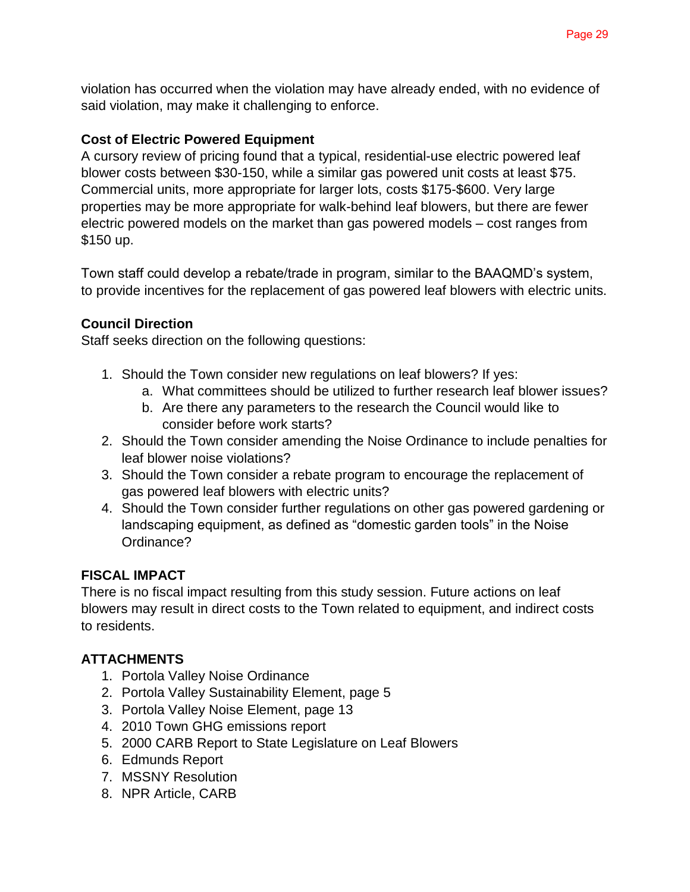violation has occurred when the violation may have already ended, with no evidence of said violation, may make it challenging to enforce.

**Cost of Electric Powered Equipment**

A cursory review of pricing found that a typical, residential-use electric powered leaf blower costs between $30-150, while a similar gas powered unit costs at least $75. Commercial units, more appropriate for larger lots, costs $175-$600. Very large properties may be more appropriate for walk-behind leaf blowers, but there are fewer electric powered models on the market than gas powered models – cost ranges from $150 up.

Town staff could develop a rebate/trade in program, similar to the BAAQMD's system, to provide incentives for the replacement of gas powered leaf blowers with electric units.

**Council Direction**

Staff seeks direction on the following questions:

1. Should the Town consider new regulations on leaf blowers? If yes:
    a. What committees should be utilized to further research leaf blower issues?
    b. Are there any parameters to the research the Council would like to consider before work starts?
2. Should the Town consider amending the Noise Ordinance to include penalties for leaf blower noise violations?
3. Should the Town consider a rebate program to encourage the replacement of gas powered leaf blowers with electric units?
4. Should the Town consider further regulations on other gas powered gardening or landscaping equipment, as defined as "domestic garden tools" in the Noise Ordinance?

**FISCAL IMPACT**

There is no fiscal impact resulting from this study session. Future actions on leaf blowers may result in direct costs to the Town related to equipment, and indirect costs to residents.

**ATTACHMENTS**

1. Portola Valley Noise Ordinance
2. Portola Valley Sustainability Element, page 5
3. Portola Valley Noise Element, page 13
4. 2010 Town GHG emissions report
5. 2000 CARB Report to State Legislature on Leaf Blowers
6. Edmunds Report
7. MSSNY Resolution
8. NPR Article, CARB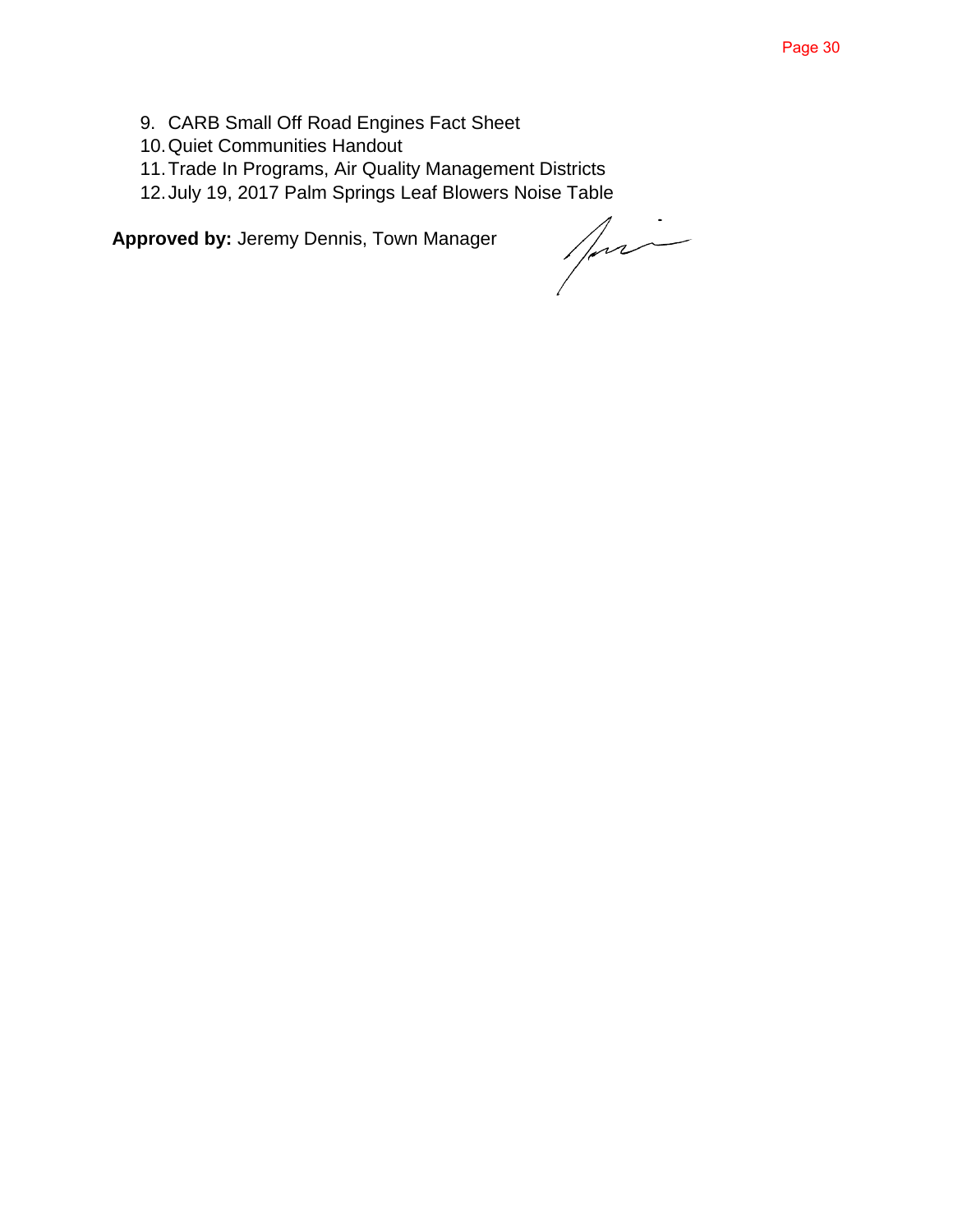9. CARB Small Off Road Engines Fact Sheet
10. Quiet Communities Handout
11. Trade In Programs, Air Quality Management Districts
12. July 19, 2017 Palm Springs Leaf Blowers Noise Table

**Approved by:** Jeremy Dennis, Town Manager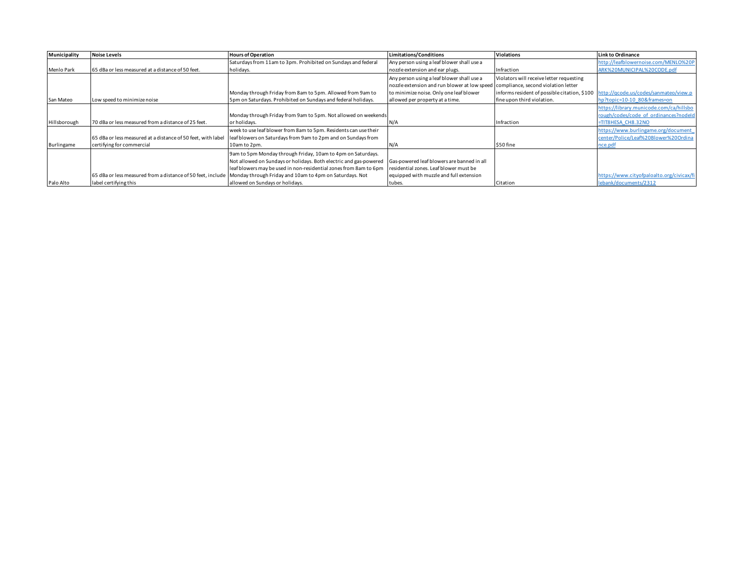| Municipality | Noise Levels | Hours of Operation | Limitations/Conditions | Violations | Link to Ordinance |
|---|---|---|---|---|---|
| Menlo Park | 65 dBa or less measured at a distance of 50 feet. | Saturdays from 11am to 3pm. Prohibited on Sundays and federal holidays. | Any person using a leaf blower shall use a nozzle extension and ear plugs. | Infraction | http://leafblowernoise.com/MENLO%20PARK%20MUNICIPAL%20CODE.pdf |
| San Mateo | Low speed to minimize noise | Monday through Friday from 8am to 5pm. Allowed from 9am to 5pm on Saturdays. Prohibited on Sundays and federal holidays. | Any person using a leaf blower shall use a nozzle extension and run blower at low speed to minimize noise. Only one leaf blower allowed per property at a time. | Violators will receive letter requesting compliance, second violation letter informs resident of possible citation, $100 fine upon third violation. | http://qcode.us/codes/sanmateo/view.php?topic=10-10_80&frames=on |
| Hillsborough | 70 dBa or less measured from a distance of 25 feet. | Monday through Friday from 9am to 5pm. Not allowed on weekends or holidays. | N/A | Infraction | https://library.municode.com/ca/hillsborough/codes/code_of_ordinances?nodeId=TIT8HESA_CH8.32NO |
| Burlingame | 65 dBa or less measured at a distance of 50 feet, with label certifying for commercial | week to use leaf blower from 8am to 5pm. Residents can use their leaf blowers on Saturdays from 9am to 2pm and on Sundays from 10am to 2pm. | N/A | $50 fine | https://www.burlingame.org/document_center/Police/Leaf%20Blower%20Ordinance.pdf |
| Palo Alto | 65 dBa or less measured from a distance of 50 feet, include label certifying this | 9am to 5pm Monday through Friday, 10am to 4pm on Saturdays. Not allowed on Sundays or holidays. Both electric and gas-powered leaf blowers may be used in non-residential zones from 8am to 6pm Monday through Friday and 10am to 4pm on Saturdays. Not allowed on Sundays or holidays. | Gas-powered leaf blowers are banned in all residential zones. Leaf blower must be equipped with muzzle and full extension tubes. | Citation | https://www.cityofpaloalto.org/civicax/filebank/documents/2312 |